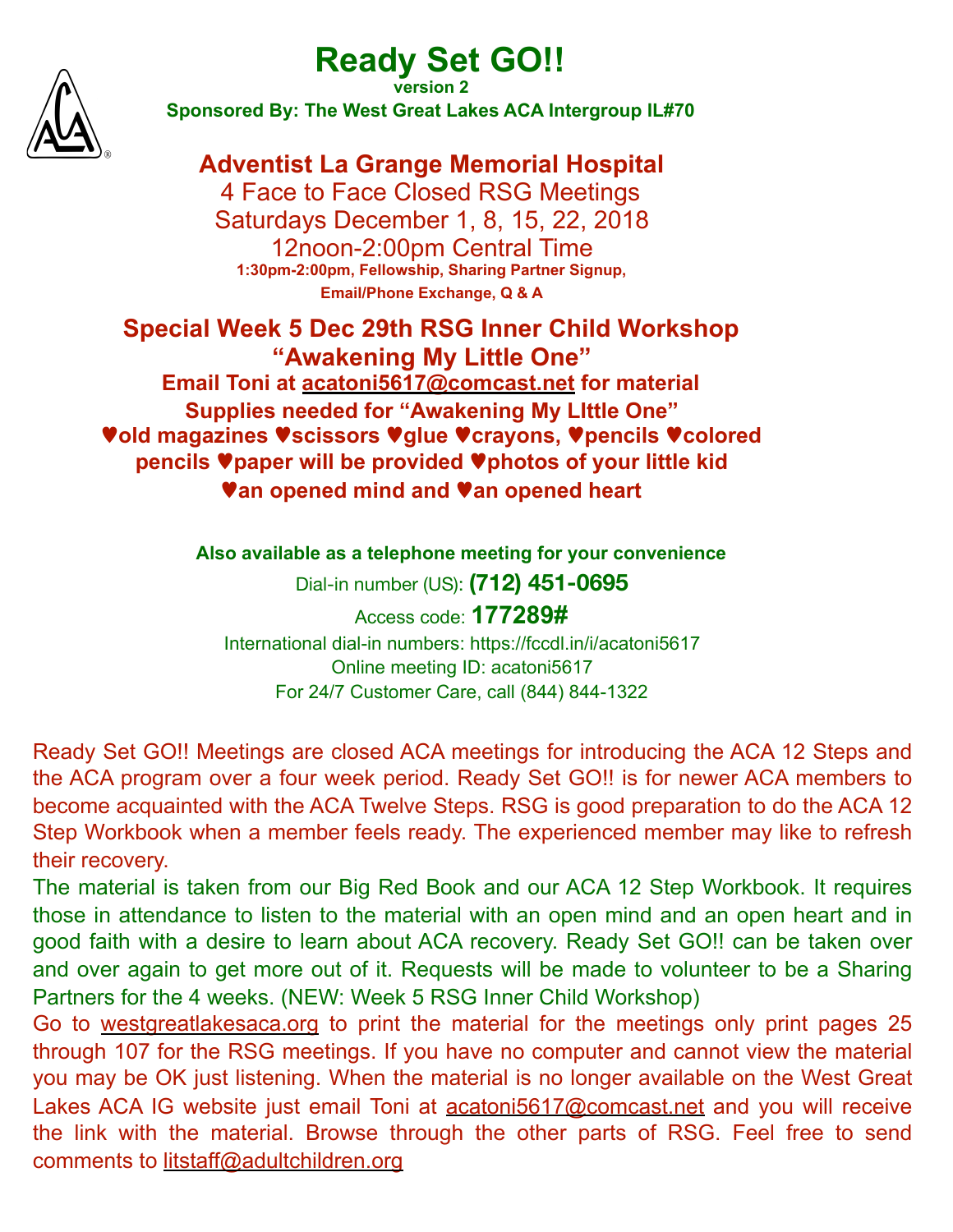# Ready Set GO!!

**version 2**

**Sponsored By: The West Great Lakes ACA Intergroup IL#70**

## Adventist La Grange Memorial Hospital

4 Face to Face Closed RSG Meetings

Saturdays December 1, 8, 15, 22, 2018

12noon-2:00pm Central Time

**1:30pm-2:00pm, Fellowship, Sharing Partner Signup, Email/Phone Exchange, Q & A**

## Special Week 5 Dec 29th RSG Inner Child Workshop
## "Awakening My Little One"

**Email Toni at acatoni5617@comcast.net for material**

**Supplies needed for "Awakening My LIttle One"**

**♥old magazines ♥scissors ♥glue ♥crayons, ♥pencils ♥colored pencils ♥paper will be provided ♥photos of your little kid ♥an opened mind and ♥an opened heart**

**Also available as a telephone meeting for your convenience**

Dial-in number (US): **(712) 451-0695**

Access code: **177289#**

International dial-in numbers: https://fccdl.in/i/acatoni5617

Online meeting ID: acatoni5617

For 24/7 Customer Care, call (844) 844-1322

Ready Set GO!! Meetings are closed ACA meetings for introducing the ACA 12 Steps and the ACA program over a four week period. Ready Set GO!! is for newer ACA members to become acquainted with the ACA Twelve Steps. RSG is good preparation to do the ACA 12 Step Workbook when a member feels ready. The experienced member may like to refresh their recovery.

The material is taken from our Big Red Book and our ACA 12 Step Workbook. It requires those in attendance to listen to the material with an open mind and an open heart and in good faith with a desire to learn about ACA recovery. Ready Set GO!! can be taken over and over again to get more out of it. Requests will be made to volunteer to be a Sharing Partners for the 4 weeks. (NEW: Week 5 RSG Inner Child Workshop)

Go to westgreatlakesaca.org to print the material for the meetings only print pages 25 through 107 for the RSG meetings. If you have no computer and cannot view the material you may be OK just listening. When the material is no longer available on the West Great Lakes ACA IG website just email Toni at acatoni5617@comcast.net and you will receive the link with the material. Browse through the other parts of RSG. Feel free to send comments to litstaff@adultchildren.org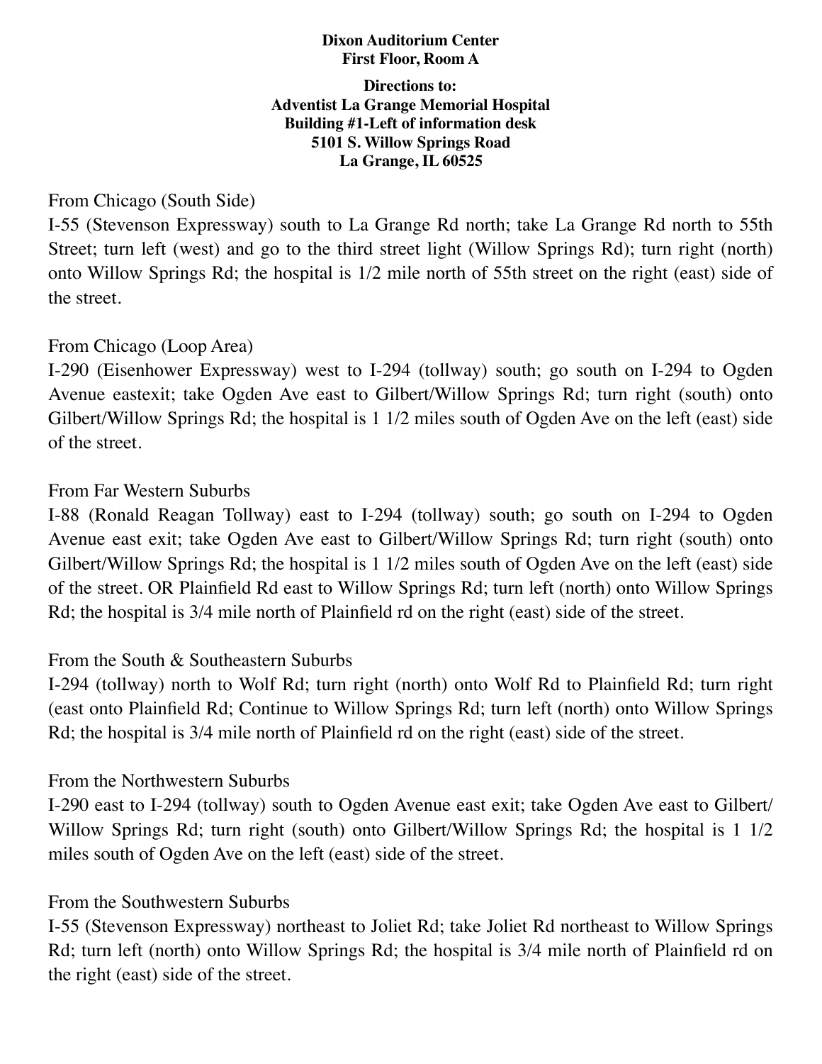**Dixon Auditorium Center**
**First Floor, Room A**

**Directions to:**
**Adventist La Grange Memorial Hospital**
**Building #1-Left of information desk**
**5101 S. Willow Springs Road**
**La Grange, IL 60525**

From Chicago (South Side)
I-55 (Stevenson Expressway) south to La Grange Rd north; take La Grange Rd north to 55th Street; turn left (west) and go to the third street light (Willow Springs Rd); turn right (north) onto Willow Springs Rd; the hospital is 1/2 mile north of 55th street on the right (east) side of the street.

From Chicago (Loop Area)
I-290 (Eisenhower Expressway) west to I-294 (tollway) south; go south on I-294 to Ogden Avenue eastexit; take Ogden Ave east to Gilbert/Willow Springs Rd; turn right (south) onto Gilbert/Willow Springs Rd; the hospital is 1 1/2 miles south of Ogden Ave on the left (east) side of the street.

From Far Western Suburbs
I-88 (Ronald Reagan Tollway) east to I-294 (tollway) south; go south on I-294 to Ogden Avenue east exit; take Ogden Ave east to Gilbert/Willow Springs Rd; turn right (south) onto Gilbert/Willow Springs Rd; the hospital is 1 1/2 miles south of Ogden Ave on the left (east) side of the street. OR Plainfield Rd east to Willow Springs Rd; turn left (north) onto Willow Springs Rd; the hospital is 3/4 mile north of Plainfield rd on the right (east) side of the street.

From the South & Southeastern Suburbs
I-294 (tollway) north to Wolf Rd; turn right (north) onto Wolf Rd to Plainfield Rd; turn right (east onto Plainfield Rd; Continue to Willow Springs Rd; turn left (north) onto Willow Springs Rd; the hospital is 3/4 mile north of Plainfield rd on the right (east) side of the street.

From the Northwestern Suburbs
I-290 east to I-294 (tollway) south to Ogden Avenue east exit; take Ogden Ave east to Gilbert/ Willow Springs Rd; turn right (south) onto Gilbert/Willow Springs Rd; the hospital is 1 1/2 miles south of Ogden Ave on the left (east) side of the street.

From the Southwestern Suburbs
I-55 (Stevenson Expressway) northeast to Joliet Rd; take Joliet Rd northeast to Willow Springs Rd; turn left (north) onto Willow Springs Rd; the hospital is 3/4 mile north of Plainfield rd on the right (east) side of the street.